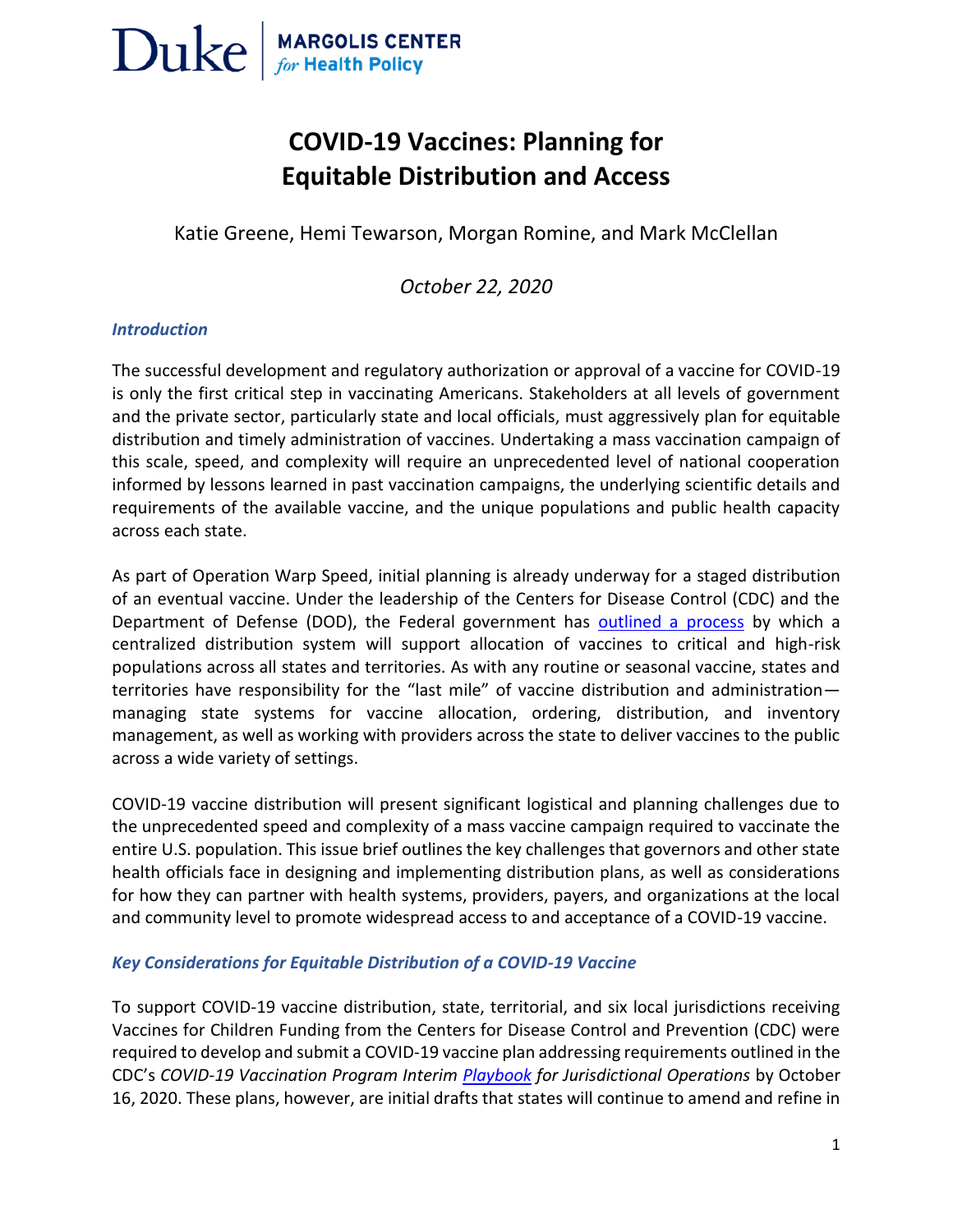Duke | MARGOLIS CENTER *for* Health Policy

# COVID-19 Vaccines: Planning for Equitable Distribution and Access

Katie Greene, Hemi Tewarson, Morgan Romine, and Mark McClellan

*October 22, 2020*

### *Introduction*

The successful development and regulatory authorization or approval of a vaccine for COVID-19 is only the first critical step in vaccinating Americans. Stakeholders at all levels of government and the private sector, particularly state and local officials, must aggressively plan for equitable distribution and timely administration of vaccines. Undertaking a mass vaccination campaign of this scale, speed, and complexity will require an unprecedented level of national cooperation informed by lessons learned in past vaccination campaigns, the underlying scientific details and requirements of the available vaccine, and the unique populations and public health capacity across each state.

As part of Operation Warp Speed, initial planning is already underway for a staged distribution of an eventual vaccine. Under the leadership of the Centers for Disease Control (CDC) and the Department of Defense (DOD), the Federal government has outlined a process by which a centralized distribution system will support allocation of vaccines to critical and high-risk populations across all states and territories. As with any routine or seasonal vaccine, states and territories have responsibility for the "last mile" of vaccine distribution and administration—managing state systems for vaccine allocation, ordering, distribution, and inventory management, as well as working with providers across the state to deliver vaccines to the public across a wide variety of settings.

COVID-19 vaccine distribution will present significant logistical and planning challenges due to the unprecedented speed and complexity of a mass vaccine campaign required to vaccinate the entire U.S. population. This issue brief outlines the key challenges that governors and other state health officials face in designing and implementing distribution plans, as well as considerations for how they can partner with health systems, providers, payers, and organizations at the local and community level to promote widespread access to and acceptance of a COVID-19 vaccine.

### *Key Considerations for Equitable Distribution of a COVID-19 Vaccine*

To support COVID-19 vaccine distribution, state, territorial, and six local jurisdictions receiving Vaccines for Children Funding from the Centers for Disease Control and Prevention (CDC) were required to develop and submit a COVID-19 vaccine plan addressing requirements outlined in the CDC's *COVID-19 Vaccination Program Interim Playbook for Jurisdictional Operations* by October 16, 2020. These plans, however, are initial drafts that states will continue to amend and refine in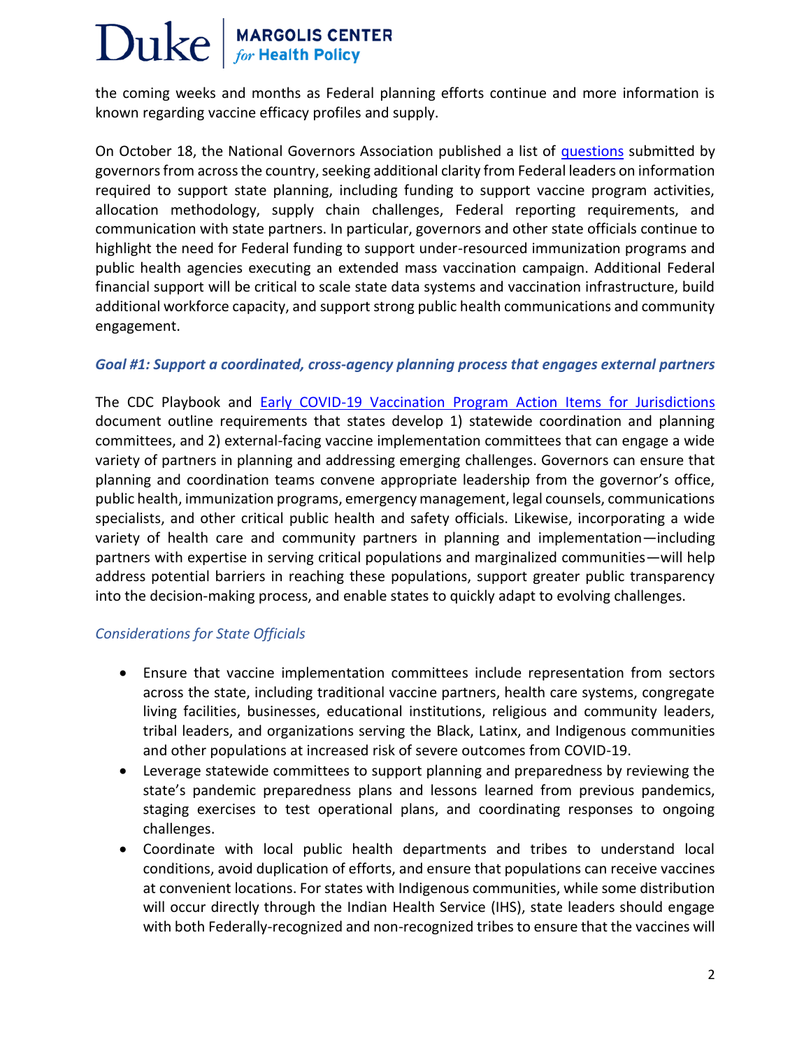the coming weeks and months as Federal planning efforts continue and more information is known regarding vaccine efficacy profiles and supply.

On October 18, the National Governors Association published a list of [questions](#) submitted by governors from across the country, seeking additional clarity from Federal leaders on information required to support state planning, including funding to support vaccine program activities, allocation methodology, supply chain challenges, Federal reporting requirements, and communication with state partners. In particular, governors and other state officials continue to highlight the need for Federal funding to support under-resourced immunization programs and public health agencies executing an extended mass vaccination campaign. Additional Federal financial support will be critical to scale state data systems and vaccination infrastructure, build additional workforce capacity, and support strong public health communications and community engagement.

### *Goal #1: Support a coordinated, cross-agency planning process that engages external partners*

The CDC Playbook and [Early COVID-19 Vaccination Program Action Items for Jurisdictions](#) document outline requirements that states develop 1) statewide coordination and planning committees, and 2) external-facing vaccine implementation committees that can engage a wide variety of partners in planning and addressing emerging challenges. Governors can ensure that planning and coordination teams convene appropriate leadership from the governor's office, public health, immunization programs, emergency management, legal counsels, communications specialists, and other critical public health and safety officials. Likewise, incorporating a wide variety of health care and community partners in planning and implementation—including partners with expertise in serving critical populations and marginalized communities—will help address potential barriers in reaching these populations, support greater public transparency into the decision-making process, and enable states to quickly adapt to evolving challenges.

#### *Considerations for State Officials*

- Ensure that vaccine implementation committees include representation from sectors across the state, including traditional vaccine partners, health care systems, congregate living facilities, businesses, educational institutions, religious and community leaders, tribal leaders, and organizations serving the Black, Latinx, and Indigenous communities and other populations at increased risk of severe outcomes from COVID-19.
- Leverage statewide committees to support planning and preparedness by reviewing the state's pandemic preparedness plans and lessons learned from previous pandemics, staging exercises to test operational plans, and coordinating responses to ongoing challenges.
- Coordinate with local public health departments and tribes to understand local conditions, avoid duplication of efforts, and ensure that populations can receive vaccines at convenient locations. For states with Indigenous communities, while some distribution will occur directly through the Indian Health Service (IHS), state leaders should engage with both Federally-recognized and non-recognized tribes to ensure that the vaccines will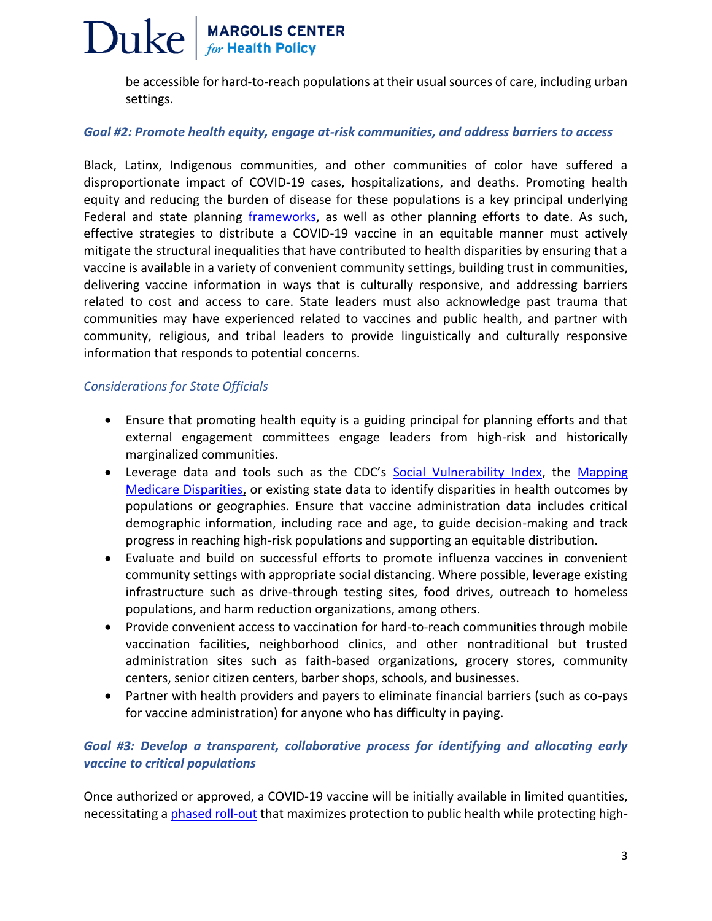be accessible for hard-to-reach populations at their usual sources of care, including urban settings.

### *Goal #2: Promote health equity, engage at-risk communities, and address barriers to access*

Black, Latinx, Indigenous communities, and other communities of color have suffered a disproportionate impact of COVID-19 cases, hospitalizations, and deaths. Promoting health equity and reducing the burden of disease for these populations is a key principal underlying Federal and state planning frameworks, as well as other planning efforts to date. As such, effective strategies to distribute a COVID-19 vaccine in an equitable manner must actively mitigate the structural inequalities that have contributed to health disparities by ensuring that a vaccine is available in a variety of convenient community settings, building trust in communities, delivering vaccine information in ways that is culturally responsive, and addressing barriers related to cost and access to care. State leaders must also acknowledge past trauma that communities may have experienced related to vaccines and public health, and partner with community, religious, and tribal leaders to provide linguistically and culturally responsive information that responds to potential concerns.

#### *Considerations for State Officials*

- Ensure that promoting health equity is a guiding principal for planning efforts and that external engagement committees engage leaders from high-risk and historically marginalized communities.
- Leverage data and tools such as the CDC's Social Vulnerability Index, the Mapping Medicare Disparities, or existing state data to identify disparities in health outcomes by populations or geographies. Ensure that vaccine administration data includes critical demographic information, including race and age, to guide decision-making and track progress in reaching high-risk populations and supporting an equitable distribution.
- Evaluate and build on successful efforts to promote influenza vaccines in convenient community settings with appropriate social distancing. Where possible, leverage existing infrastructure such as drive-through testing sites, food drives, outreach to homeless populations, and harm reduction organizations, among others.
- Provide convenient access to vaccination for hard-to-reach communities through mobile vaccination facilities, neighborhood clinics, and other nontraditional but trusted administration sites such as faith-based organizations, grocery stores, community centers, senior citizen centers, barber shops, schools, and businesses.
- Partner with health providers and payers to eliminate financial barriers (such as co-pays for vaccine administration) for anyone who has difficulty in paying.

### *Goal #3: Develop a transparent, collaborative process for identifying and allocating early vaccine to critical populations*

Once authorized or approved, a COVID-19 vaccine will be initially available in limited quantities, necessitating a phased roll-out that maximizes protection to public health while protecting high-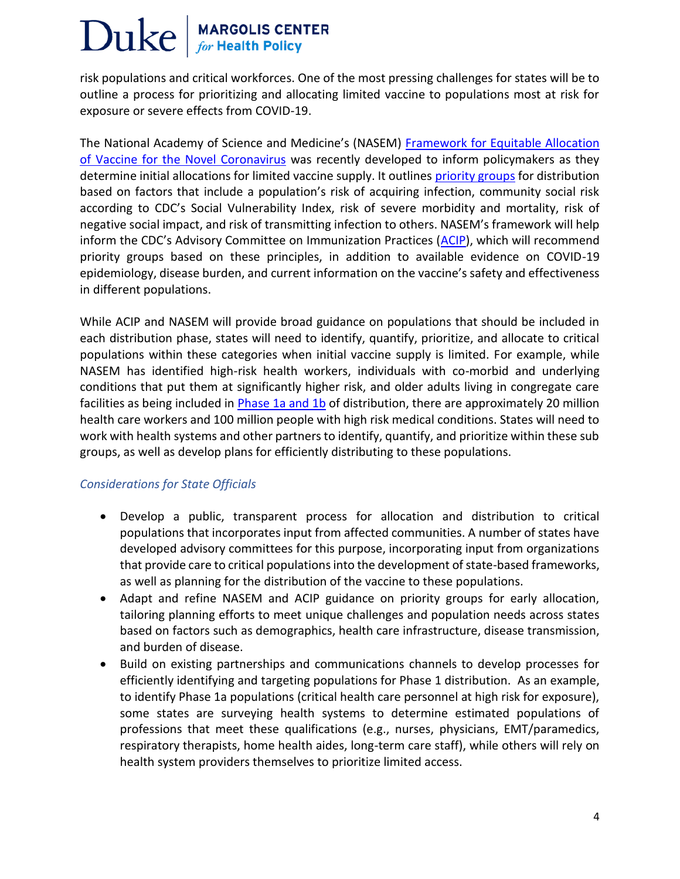risk populations and critical workforces. One of the most pressing challenges for states will be to outline a process for prioritizing and allocating limited vaccine to populations most at risk for exposure or severe effects from COVID-19.

The National Academy of Science and Medicine's (NASEM) [Framework for Equitable Allocation of Vaccine for the Novel Coronavirus](#) was recently developed to inform policymakers as they determine initial allocations for limited vaccine supply. It outlines [priority groups](#) for distribution based on factors that include a population's risk of acquiring infection, community social risk according to CDC's Social Vulnerability Index, risk of severe morbidity and mortality, risk of negative social impact, and risk of transmitting infection to others. NASEM's framework will help inform the CDC's Advisory Committee on Immunization Practices ([ACIP](#)), which will recommend priority groups based on these principles, in addition to available evidence on COVID-19 epidemiology, disease burden, and current information on the vaccine's safety and effectiveness in different populations.

While ACIP and NASEM will provide broad guidance on populations that should be included in each distribution phase, states will need to identify, quantify, prioritize, and allocate to critical populations within these categories when initial vaccine supply is limited. For example, while NASEM has identified high-risk health workers, individuals with co-morbid and underlying conditions that put them at significantly higher risk, and older adults living in congregate care facilities as being included in [Phase 1a and 1b](#) of distribution, there are approximately 20 million health care workers and 100 million people with high risk medical conditions. States will need to work with health systems and other partners to identify, quantify, and prioritize within these sub groups, as well as develop plans for efficiently distributing to these populations.

### *Considerations for State Officials*

- Develop a public, transparent process for allocation and distribution to critical populations that incorporates input from affected communities. A number of states have developed advisory committees for this purpose, incorporating input from organizations that provide care to critical populations into the development of state-based frameworks, as well as planning for the distribution of the vaccine to these populations.
- Adapt and refine NASEM and ACIP guidance on priority groups for early allocation, tailoring planning efforts to meet unique challenges and population needs across states based on factors such as demographics, health care infrastructure, disease transmission, and burden of disease.
- Build on existing partnerships and communications channels to develop processes for efficiently identifying and targeting populations for Phase 1 distribution. As an example, to identify Phase 1a populations (critical health care personnel at high risk for exposure), some states are surveying health systems to determine estimated populations of professions that meet these qualifications (e.g., nurses, physicians, EMT/paramedics, respiratory therapists, home health aides, long-term care staff), while others will rely on health system providers themselves to prioritize limited access.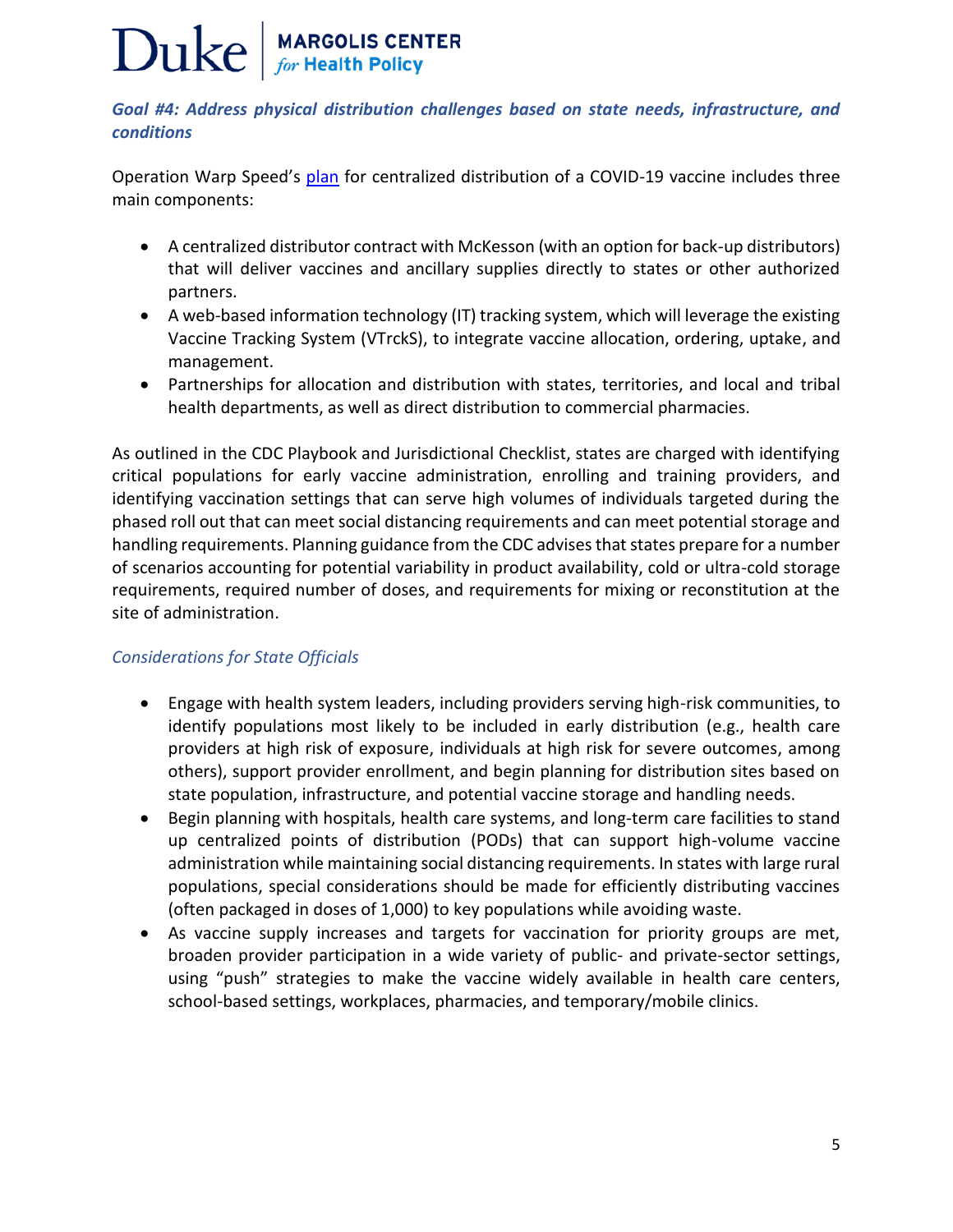### *Goal #4: Address physical distribution challenges based on state needs, infrastructure, and conditions*

Operation Warp Speed's plan for centralized distribution of a COVID-19 vaccine includes three main components:

- A centralized distributor contract with McKesson (with an option for back-up distributors) that will deliver vaccines and ancillary supplies directly to states or other authorized partners.
- A web-based information technology (IT) tracking system, which will leverage the existing Vaccine Tracking System (VTrckS), to integrate vaccine allocation, ordering, uptake, and management.
- Partnerships for allocation and distribution with states, territories, and local and tribal health departments, as well as direct distribution to commercial pharmacies.

As outlined in the CDC Playbook and Jurisdictional Checklist, states are charged with identifying critical populations for early vaccine administration, enrolling and training providers, and identifying vaccination settings that can serve high volumes of individuals targeted during the phased roll out that can meet social distancing requirements and can meet potential storage and handling requirements. Planning guidance from the CDC advises that states prepare for a number of scenarios accounting for potential variability in product availability, cold or ultra-cold storage requirements, required number of doses, and requirements for mixing or reconstitution at the site of administration.

#### *Considerations for State Officials*

- Engage with health system leaders, including providers serving high-risk communities, to identify populations most likely to be included in early distribution (e.g., health care providers at high risk of exposure, individuals at high risk for severe outcomes, among others), support provider enrollment, and begin planning for distribution sites based on state population, infrastructure, and potential vaccine storage and handling needs.
- Begin planning with hospitals, health care systems, and long-term care facilities to stand up centralized points of distribution (PODs) that can support high-volume vaccine administration while maintaining social distancing requirements. In states with large rural populations, special considerations should be made for efficiently distributing vaccines (often packaged in doses of 1,000) to key populations while avoiding waste.
- As vaccine supply increases and targets for vaccination for priority groups are met, broaden provider participation in a wide variety of public- and private-sector settings, using "push" strategies to make the vaccine widely available in health care centers, school-based settings, workplaces, pharmacies, and temporary/mobile clinics.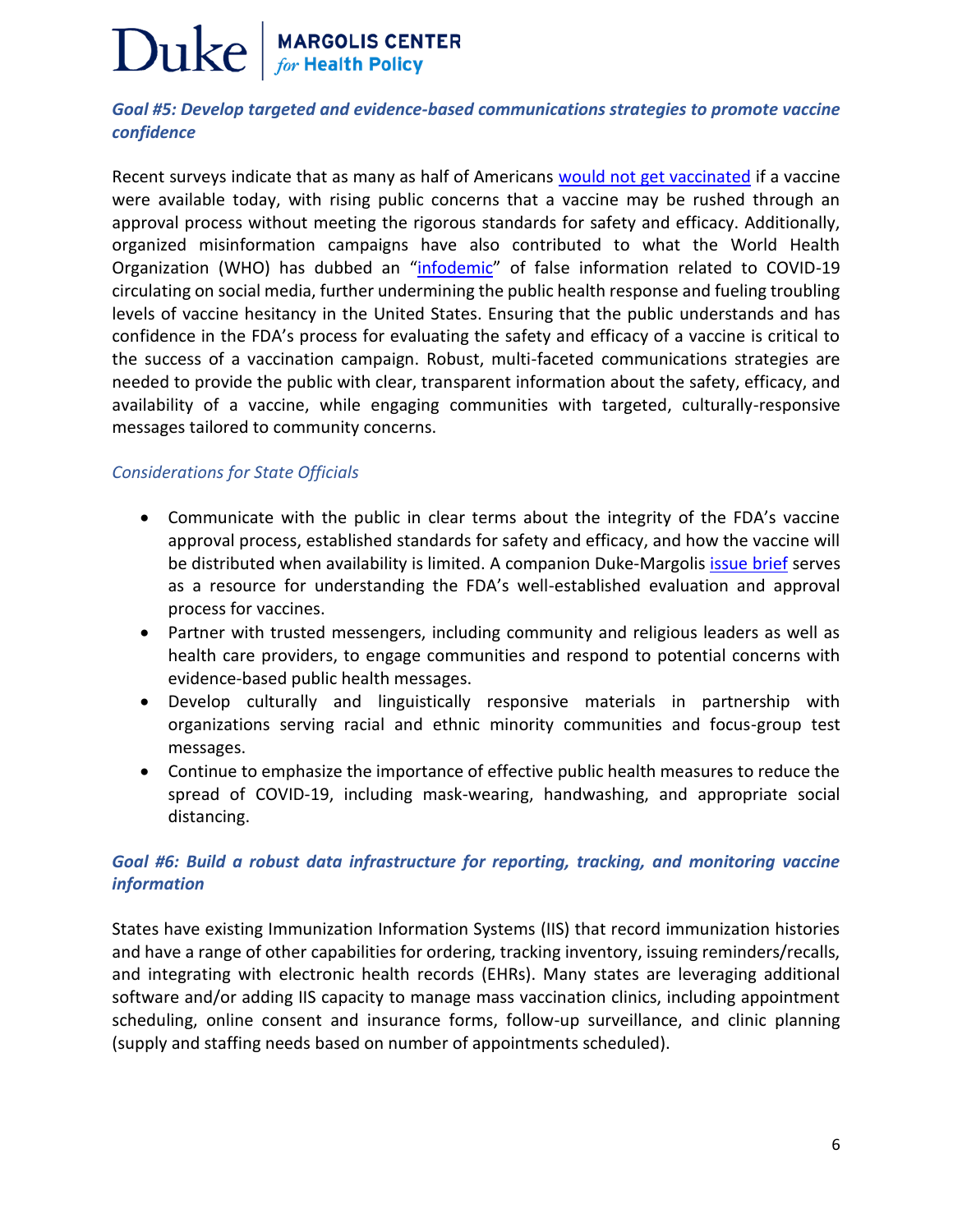### *Goal #5: Develop targeted and evidence-based communications strategies to promote vaccine confidence*

Recent surveys indicate that as many as half of Americans would not get vaccinated if a vaccine were available today, with rising public concerns that a vaccine may be rushed through an approval process without meeting the rigorous standards for safety and efficacy. Additionally, organized misinformation campaigns have also contributed to what the World Health Organization (WHO) has dubbed an "infodemic" of false information related to COVID-19 circulating on social media, further undermining the public health response and fueling troubling levels of vaccine hesitancy in the United States. Ensuring that the public understands and has confidence in the FDA's process for evaluating the safety and efficacy of a vaccine is critical to the success of a vaccination campaign. Robust, multi-faceted communications strategies are needed to provide the public with clear, transparent information about the safety, efficacy, and availability of a vaccine, while engaging communities with targeted, culturally-responsive messages tailored to community concerns.

#### *Considerations for State Officials*

- Communicate with the public in clear terms about the integrity of the FDA's vaccine approval process, established standards for safety and efficacy, and how the vaccine will be distributed when availability is limited. A companion Duke-Margolis issue brief serves as a resource for understanding the FDA's well-established evaluation and approval process for vaccines.
- Partner with trusted messengers, including community and religious leaders as well as health care providers, to engage communities and respond to potential concerns with evidence-based public health messages.
- Develop culturally and linguistically responsive materials in partnership with organizations serving racial and ethnic minority communities and focus-group test messages.
- Continue to emphasize the importance of effective public health measures to reduce the spread of COVID-19, including mask-wearing, handwashing, and appropriate social distancing.

### *Goal #6: Build a robust data infrastructure for reporting, tracking, and monitoring vaccine information*

States have existing Immunization Information Systems (IIS) that record immunization histories and have a range of other capabilities for ordering, tracking inventory, issuing reminders/recalls, and integrating with electronic health records (EHRs). Many states are leveraging additional software and/or adding IIS capacity to manage mass vaccination clinics, including appointment scheduling, online consent and insurance forms, follow-up surveillance, and clinic planning (supply and staffing needs based on number of appointments scheduled).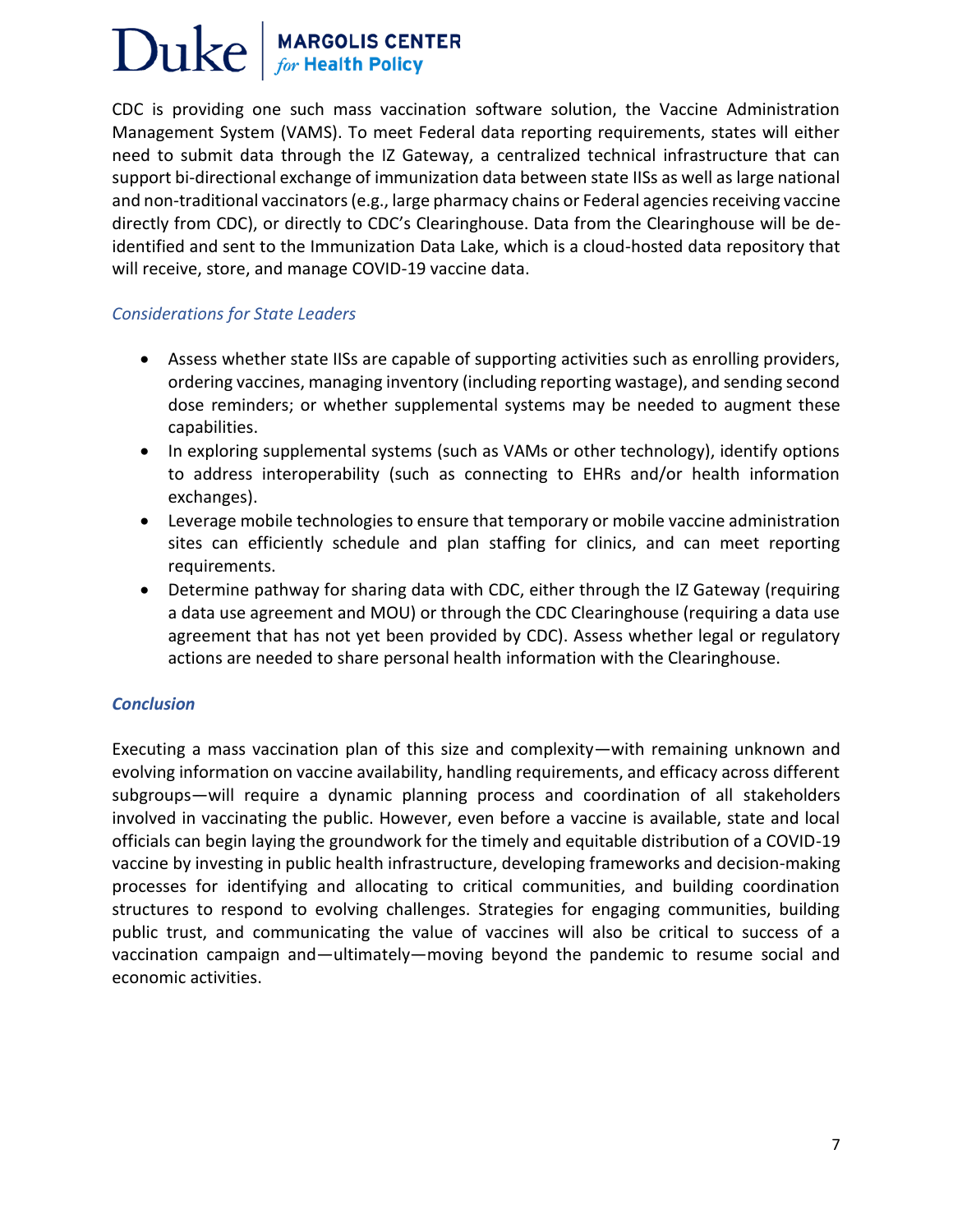CDC is providing one such mass vaccination software solution, the Vaccine Administration Management System (VAMS). To meet Federal data reporting requirements, states will either need to submit data through the IZ Gateway, a centralized technical infrastructure that can support bi-directional exchange of immunization data between state IISs as well as large national and non-traditional vaccinators (e.g., large pharmacy chains or Federal agencies receiving vaccine directly from CDC), or directly to CDC's Clearinghouse. Data from the Clearinghouse will be de-identified and sent to the Immunization Data Lake, which is a cloud-hosted data repository that will receive, store, and manage COVID-19 vaccine data.

#### *Considerations for State Leaders*

- Assess whether state IISs are capable of supporting activities such as enrolling providers, ordering vaccines, managing inventory (including reporting wastage), and sending second dose reminders; or whether supplemental systems may be needed to augment these capabilities.
- In exploring supplemental systems (such as VAMs or other technology), identify options to address interoperability (such as connecting to EHRs and/or health information exchanges).
- Leverage mobile technologies to ensure that temporary or mobile vaccine administration sites can efficiently schedule and plan staffing for clinics, and can meet reporting requirements.
- Determine pathway for sharing data with CDC, either through the IZ Gateway (requiring a data use agreement and MOU) or through the CDC Clearinghouse (requiring a data use agreement that has not yet been provided by CDC). Assess whether legal or regulatory actions are needed to share personal health information with the Clearinghouse.

### ***Conclusion***

Executing a mass vaccination plan of this size and complexity—with remaining unknown and evolving information on vaccine availability, handling requirements, and efficacy across different subgroups—will require a dynamic planning process and coordination of all stakeholders involved in vaccinating the public. However, even before a vaccine is available, state and local officials can begin laying the groundwork for the timely and equitable distribution of a COVID-19 vaccine by investing in public health infrastructure, developing frameworks and decision-making processes for identifying and allocating to critical communities, and building coordination structures to respond to evolving challenges. Strategies for engaging communities, building public trust, and communicating the value of vaccines will also be critical to success of a vaccination campaign and—ultimately—moving beyond the pandemic to resume social and economic activities.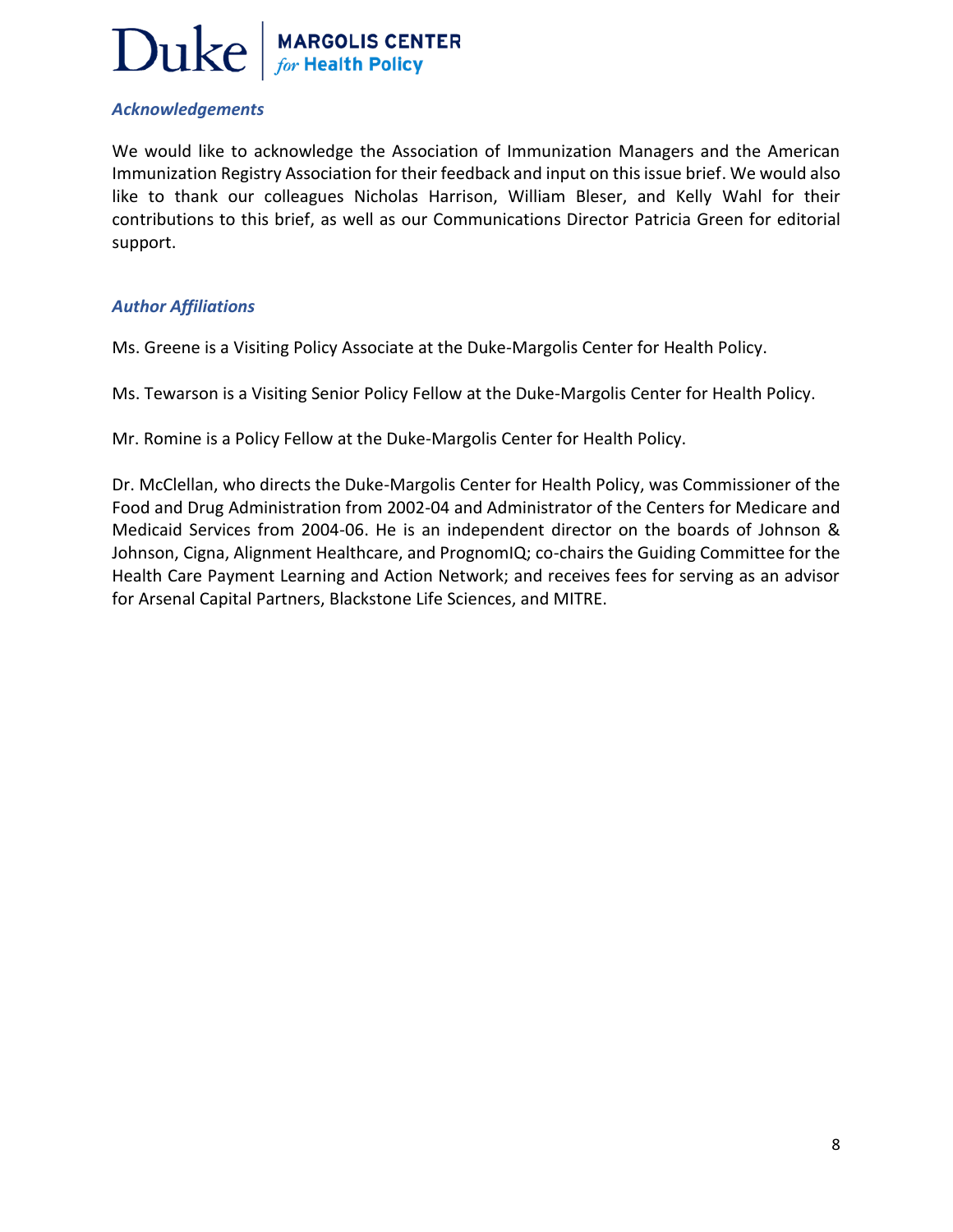### *Acknowledgements*

We would like to acknowledge the Association of Immunization Managers and the American Immunization Registry Association for their feedback and input on this issue brief. We would also like to thank our colleagues Nicholas Harrison, William Bleser, and Kelly Wahl for their contributions to this brief, as well as our Communications Director Patricia Green for editorial support.

### *Author Affiliations*

Ms. Greene is a Visiting Policy Associate at the Duke-Margolis Center for Health Policy.

Ms. Tewarson is a Visiting Senior Policy Fellow at the Duke-Margolis Center for Health Policy.

Mr. Romine is a Policy Fellow at the Duke-Margolis Center for Health Policy.

Dr. McClellan, who directs the Duke-Margolis Center for Health Policy, was Commissioner of the Food and Drug Administration from 2002-04 and Administrator of the Centers for Medicare and Medicaid Services from 2004-06. He is an independent director on the boards of Johnson & Johnson, Cigna, Alignment Healthcare, and PrognomIQ; co-chairs the Guiding Committee for the Health Care Payment Learning and Action Network; and receives fees for serving as an advisor for Arsenal Capital Partners, Blackstone Life Sciences, and MITRE.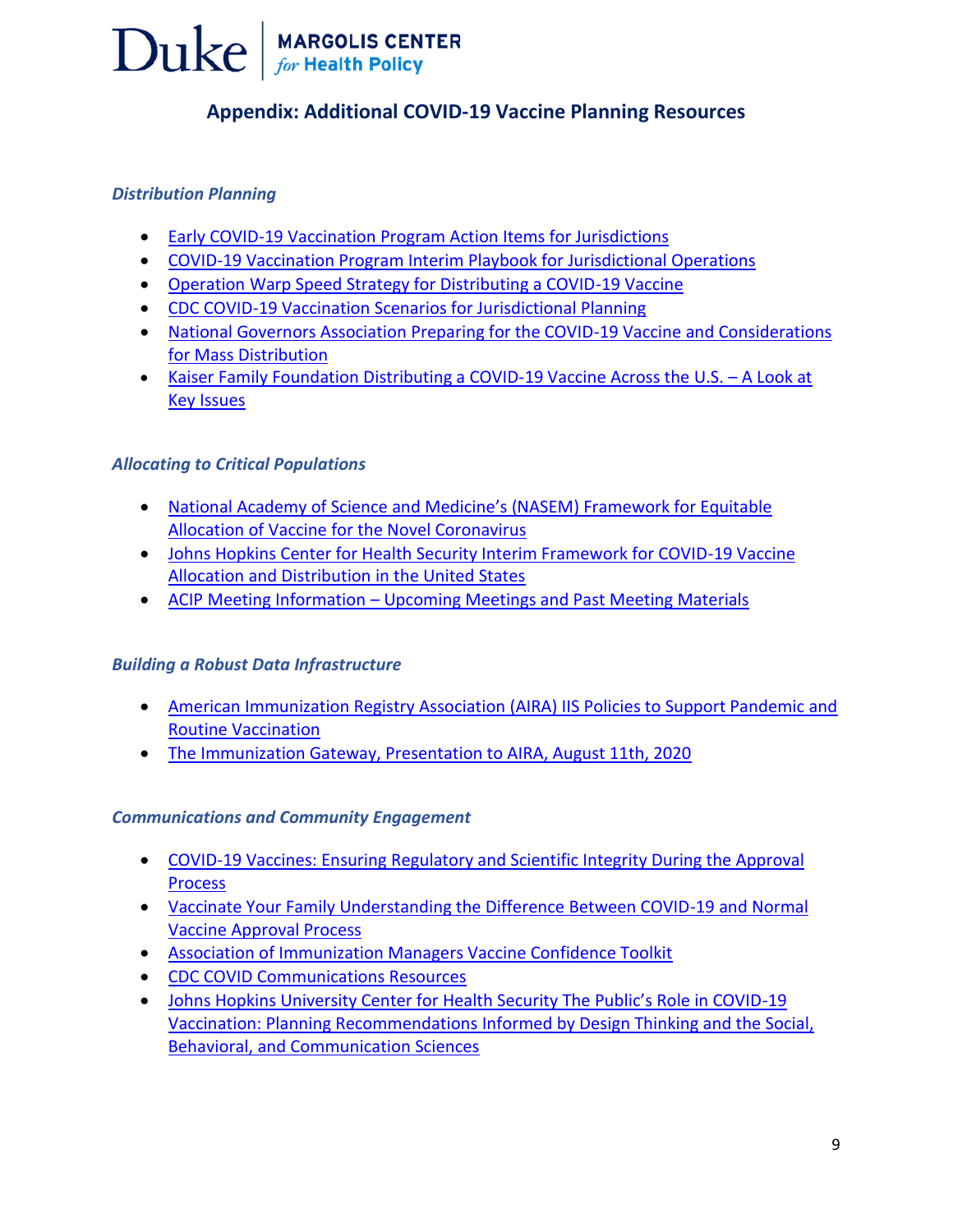## Appendix: Additional COVID-19 Vaccine Planning Resources

### *Distribution Planning*

- Early COVID-19 Vaccination Program Action Items for Jurisdictions
- COVID-19 Vaccination Program Interim Playbook for Jurisdictional Operations
- Operation Warp Speed Strategy for Distributing a COVID-19 Vaccine
- CDC COVID-19 Vaccination Scenarios for Jurisdictional Planning
- National Governors Association Preparing for the COVID-19 Vaccine and Considerations for Mass Distribution
- Kaiser Family Foundation Distributing a COVID-19 Vaccine Across the U.S. – A Look at Key Issues

### *Allocating to Critical Populations*

- National Academy of Science and Medicine's (NASEM) Framework for Equitable Allocation of Vaccine for the Novel Coronavirus
- Johns Hopkins Center for Health Security Interim Framework for COVID-19 Vaccine Allocation and Distribution in the United States
- ACIP Meeting Information – Upcoming Meetings and Past Meeting Materials

### *Building a Robust Data Infrastructure*

- American Immunization Registry Association (AIRA) IIS Policies to Support Pandemic and Routine Vaccination
- The Immunization Gateway, Presentation to AIRA, August 11th, 2020

### *Communications and Community Engagement*

- COVID-19 Vaccines: Ensuring Regulatory and Scientific Integrity During the Approval Process
- Vaccinate Your Family Understanding the Difference Between COVID-19 and Normal Vaccine Approval Process
- Association of Immunization Managers Vaccine Confidence Toolkit
- CDC COVID Communications Resources
- Johns Hopkins University Center for Health Security The Public's Role in COVID-19 Vaccination: Planning Recommendations Informed by Design Thinking and the Social, Behavioral, and Communication Sciences